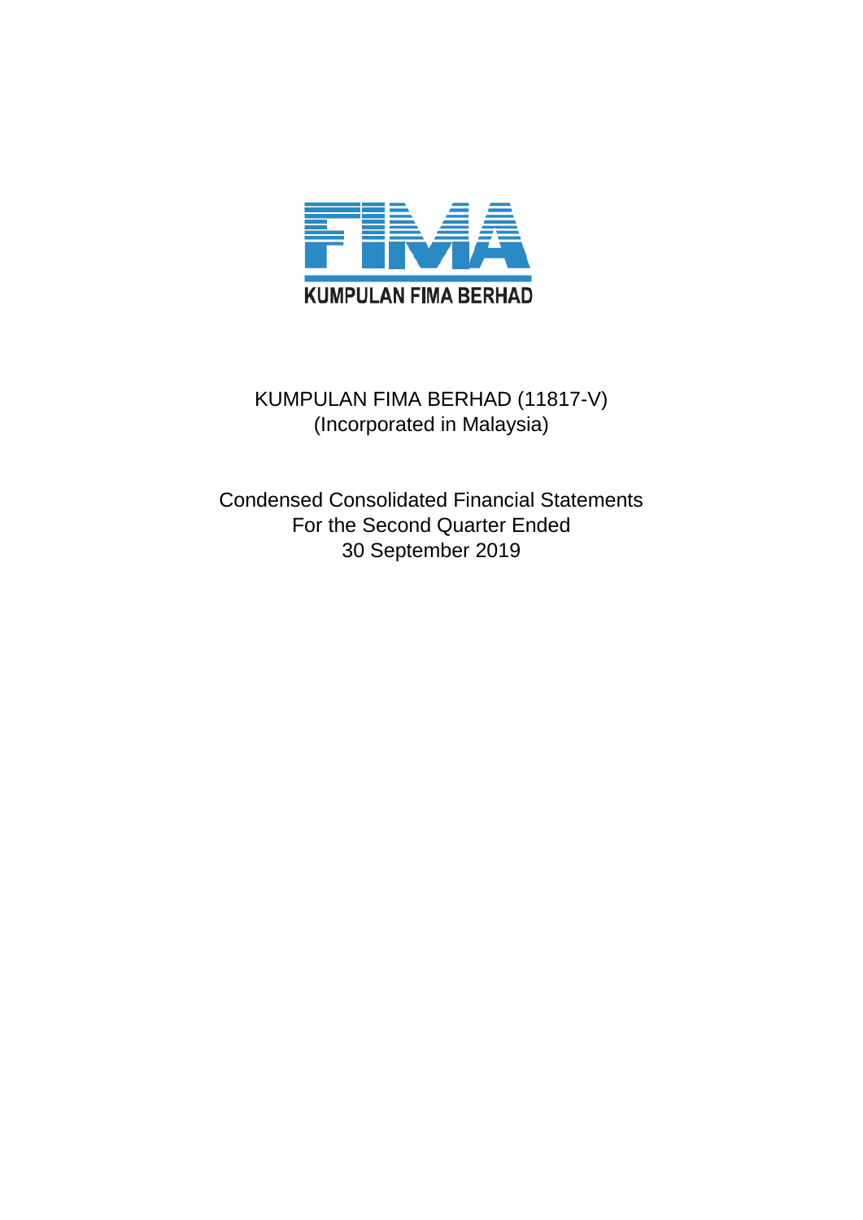KUMPULAN FIMA BERHAD

KUMPULAN FIMA BERHAD (11817-V)
(Incorporated in Malaysia)

Condensed Consolidated Financial Statements
For the Second Quarter Ended
30 September 2019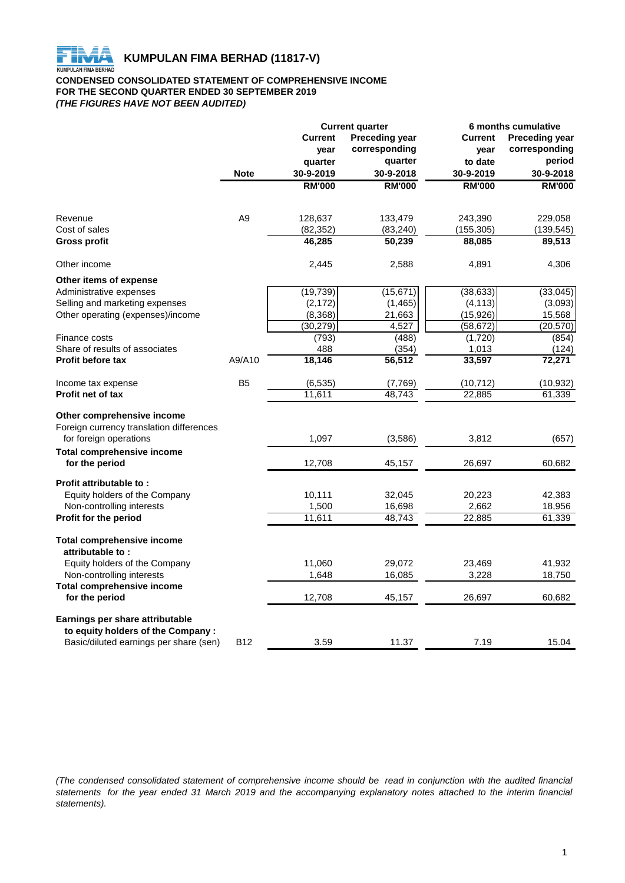# KUMPULAN FIMA BERHAD (11817-V)

**CONDENSED CONSOLIDATED STATEMENT OF COMPREHENSIVE INCOME**
**FOR THE SECOND QUARTER ENDED 30 SEPTEMBER 2019**
***(THE FIGURES HAVE NOT BEEN AUDITED)***

| | Note | Current quarter | | 6 months cumulative | |
|---|---|---|---|---|---|
| | | **Current year quarter 30-9-2019** | **Preceding year corresponding quarter 30-9-2018** | **Current year to date 30-9-2019** | **Preceding year corresponding period 30-9-2018** |
| | | **RM'000** | **RM'000** | **RM'000** | **RM'000** |
| Revenue | A9 | 128,637 | 133,479 | 243,390 | 229,058 |
| Cost of sales | | (82,352) | (83,240) | (155,305) | (139,545) |
| **Gross profit** | | **46,285** | **50,239** | **88,085** | **89,513** |
| Other income | | 2,445 | 2,588 | 4,891 | 4,306 |
| **Other items of expense** | | | | | |
| Administrative expenses | | (19,739) | (15,671) | (38,633) | (33,045) |
| Selling and marketing expenses | | (2,172) | (1,465) | (4,113) | (3,093) |
| Other operating (expenses)/income | | (8,368) | 21,663 | (15,926) | 15,568 |
| | | (30,279) | 4,527 | (58,672) | (20,570) |
| Finance costs | | (793) | (488) | (1,720) | (854) |
| Share of results of associates | | 488 | (354) | 1,013 | (124) |
| **Profit before tax** | A9/A10 | **18,146** | **56,512** | **33,597** | **72,271** |
| Income tax expense | B5 | (6,535) | (7,769) | (10,712) | (10,932) |
| **Profit net of tax** | | 11,611 | 48,743 | 22,885 | 61,339 |
| **Other comprehensive income** | | | | | |
| Foreign currency translation differences for foreign operations | | 1,097 | (3,586) | 3,812 | (657) |
| **Total comprehensive income for the period** | | 12,708 | 45,157 | 26,697 | 60,682 |
| **Profit attributable to :** | | | | | |
| Equity holders of the Company | | 10,111 | 32,045 | 20,223 | 42,383 |
| Non-controlling interests | | 1,500 | 16,698 | 2,662 | 18,956 |
| **Profit for the period** | | 11,611 | 48,743 | 22,885 | 61,339 |
| **Total comprehensive income attributable to :** | | | | | |
| Equity holders of the Company | | 11,060 | 29,072 | 23,469 | 41,932 |
| Non-controlling interests | | 1,648 | 16,085 | 3,228 | 18,750 |
| **Total comprehensive income for the period** | | 12,708 | 45,157 | 26,697 | 60,682 |
| **Earnings per share attributable to equity holders of the Company :** | | | | | |
| Basic/diluted earnings per share (sen) | B12 | 3.59 | 11.37 | 7.19 | 15.04 |

*(The condensed consolidated statement of comprehensive income should be read in conjunction with the audited financial statements for the year ended 31 March 2019 and the accompanying explanatory notes attached to the interim financial statements).*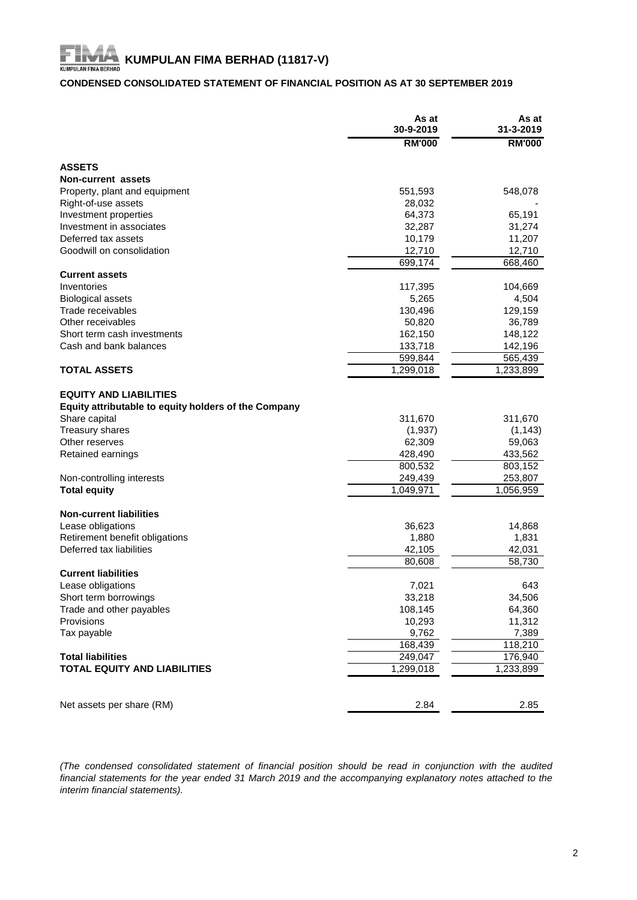# KUMPULAN FIMA BERHAD (11817-V)

## CONDENSED CONSOLIDATED STATEMENT OF FINANCIAL POSITION AS AT 30 SEPTEMBER 2019

| | As at 30-9-2019 | As at 31-3-2019 |
|---|---|---|
| | RM'000 | RM'000 |
| **ASSETS** | | |
| **Non-current assets** | | |
| Property, plant and equipment | 551,593 | 548,078 |
| Right-of-use assets | 28,032 | - |
| Investment properties | 64,373 | 65,191 |
| Investment in associates | 32,287 | 31,274 |
| Deferred tax assets | 10,179 | 11,207 |
| Goodwill on consolidation | 12,710 | 12,710 |
| | 699,174 | 668,460 |
| **Current assets** | | |
| Inventories | 117,395 | 104,669 |
| Biological assets | 5,265 | 4,504 |
| Trade receivables | 130,496 | 129,159 |
| Other receivables | 50,820 | 36,789 |
| Short term cash investments | 162,150 | 148,122 |
| Cash and bank balances | 133,718 | 142,196 |
| | 599,844 | 565,439 |
| **TOTAL ASSETS** | 1,299,018 | 1,233,899 |
| | | |
| **EQUITY AND LIABILITIES** | | |
| **Equity attributable to equity holders of the Company** | | |
| Share capital | 311,670 | 311,670 |
| Treasury shares | (1,937) | (1,143) |
| Other reserves | 62,309 | 59,063 |
| Retained earnings | 428,490 | 433,562 |
| | 800,532 | 803,152 |
| Non-controlling interests | 249,439 | 253,807 |
| **Total equity** | 1,049,971 | 1,056,959 |
| | | |
| **Non-current liabilities** | | |
| Lease obligations | 36,623 | 14,868 |
| Retirement benefit obligations | 1,880 | 1,831 |
| Deferred tax liabilities | 42,105 | 42,031 |
| | 80,608 | 58,730 |
| **Current liabilities** | | |
| Lease obligations | 7,021 | 643 |
| Short term borrowings | 33,218 | 34,506 |
| Trade and other payables | 108,145 | 64,360 |
| Provisions | 10,293 | 11,312 |
| Tax payable | 9,762 | 7,389 |
| | 168,439 | 118,210 |
| **Total liabilities** | 249,047 | 176,940 |
| **TOTAL EQUITY AND LIABILITIES** | 1,299,018 | 1,233,899 |
| | | |
| Net assets per share (RM) | 2.84 | 2.85 |

*(The condensed consolidated statement of financial position should be read in conjunction with the audited financial statements for the year ended 31 March 2019 and the accompanying explanatory notes attached to the interim financial statements).*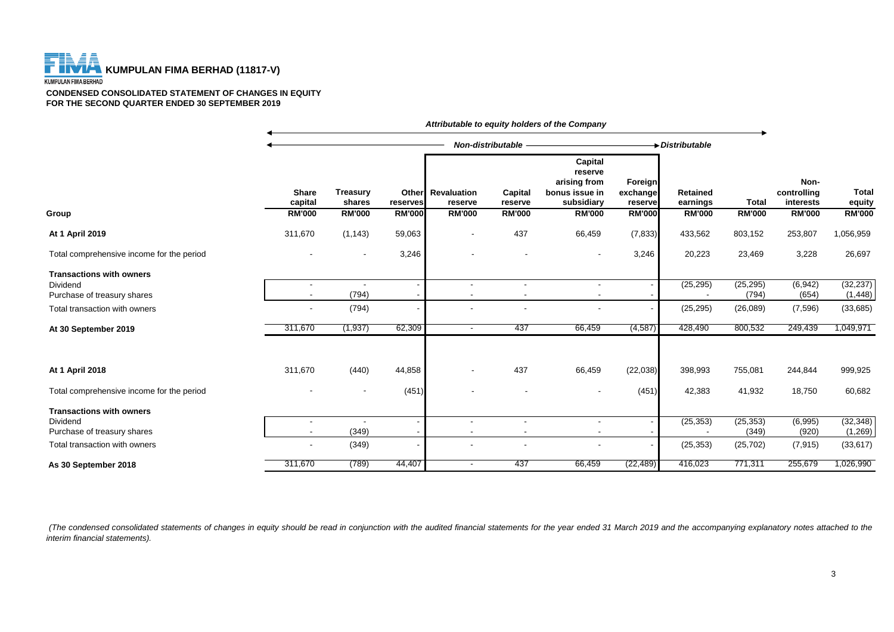# KUMPULAN FIMA BERHAD (11817-V)

**CONDENSED CONSOLIDATED STATEMENT OF CHANGES IN EQUITY**
**FOR THE SECOND QUARTER ENDED 30 SEPTEMBER 2019**

| | *Attributable to equity holders of the Company* | | | | | | | | | | |
|---|---|---|---|---|---|---|---|---|---|---|---|
| | *Non-distributable* | | | | | | | *Distributable* | | | |
| **Group** | **Share capital RM'000** | **Treasury shares RM'000** | **Other reserves RM'000** | **Revaluation reserve RM'000** | **Capital reserve RM'000** | **Capital reserve arising from bonus issue in subsidiary RM'000** | **Foreign exchange reserve RM'000** | **Retained earnings RM'000** | **Total RM'000** | **Non-controlling interests RM'000** | **Total equity RM'000** |
| **At 1 April 2019** | 311,670 | (1,143) | 59,063 | - | 437 | 66,459 | (7,833) | 433,562 | 803,152 | 253,807 | 1,056,959 |
| Total comprehensive income for the period | - | - | 3,246 | - | - | - | 3,246 | 20,223 | 23,469 | 3,228 | 26,697 |
| **Transactions with owners** | | | | | | | | | | | |
| Dividend | - | - | - | - | - | - | - | (25,295) | (25,295) | (6,942) | (32,237) |
| Purchase of treasury shares | - | (794) | - | - | - | - | - | - | (794) | (654) | (1,448) |
| Total transaction with owners | - | (794) | - | - | - | - | - | (25,295) | (26,089) | (7,596) | (33,685) |
| **At 30 September 2019** | 311,670 | (1,937) | 62,309 | - | 437 | 66,459 | (4,587) | 428,490 | 800,532 | 249,439 | 1,049,971 |
| | | | | | | | | | | | |
| **At 1 April 2018** | 311,670 | (440) | 44,858 | - | 437 | 66,459 | (22,038) | 398,993 | 755,081 | 244,844 | 999,925 |
| Total comprehensive income for the period | - | - | (451) | - | - | - | (451) | 42,383 | 41,932 | 18,750 | 60,682 |
| **Transactions with owners** | | | | | | | | | | | |
| Dividend | - | - | - | - | - | - | - | (25,353) | (25,353) | (6,995) | (32,348) |
| Purchase of treasury shares | - | (349) | - | - | - | - | - | - | (349) | (920) | (1,269) |
| Total transaction with owners | - | (349) | - | - | - | - | - | (25,353) | (25,702) | (7,915) | (33,617) |
| **As 30 September 2018** | 311,670 | (789) | 44,407 | - | 437 | 66,459 | (22,489) | 416,023 | 771,311 | 255,679 | 1,026,990 |

*(The condensed consolidated statements of changes in equity should be read in conjunction with the audited financial statements for the year ended 31 March 2019 and the accompanying explanatory notes attached to the interim financial statements).*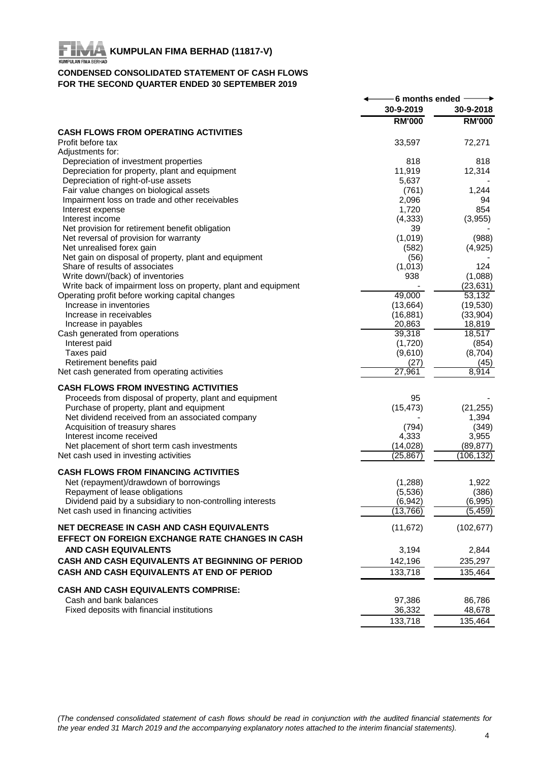**KUMPULAN FIMA BERHAD (11817-V)**

**CONDENSED CONSOLIDATED STATEMENT OF CASH FLOWS**
**FOR THE SECOND QUARTER ENDED 30 SEPTEMBER 2019**

| | 6 months ended | |
|---|---|---|
| | 30-9-2019 | 30-9-2018 |
| | RM'000 | RM'000 |
| **CASH FLOWS FROM OPERATING ACTIVITIES** | | |
| Profit before tax | 33,597 | 72,271 |
| Adjustments for: | | |
| Depreciation of investment properties | 818 | 818 |
| Depreciation for property, plant and equipment | 11,919 | 12,314 |
| Depreciation of right-of-use assets | 5,637 | - |
| Fair value changes on biological assets | (761) | 1,244 |
| Impairment loss on trade and other receivables | 2,096 | 94 |
| Interest expense | 1,720 | 854 |
| Interest income | (4,333) | (3,955) |
| Net provision for retirement benefit obligation | 39 | - |
| Net reversal of provision for warranty | (1,019) | (988) |
| Net unrealised forex gain | (582) | (4,925) |
| Net gain on disposal of property, plant and equipment | (56) | - |
| Share of results of associates | (1,013) | 124 |
| Write down/(back) of inventories | 938 | (1,088) |
| Write back of impairment loss on property, plant and equipment | - | (23,631) |
| Operating profit before working capital changes | 49,000 | 53,132 |
| Increase in inventories | (13,664) | (19,530) |
| Increase in receivables | (16,881) | (33,904) |
| Increase in payables | 20,863 | 18,819 |
| Cash generated from operations | 39,318 | 18,517 |
| Interest paid | (1,720) | (854) |
| Taxes paid | (9,610) | (8,704) |
| Retirement benefits paid | (27) | (45) |
| Net cash generated from operating activities | 27,961 | 8,914 |
| **CASH FLOWS FROM INVESTING ACTIVITIES** | | |
| Proceeds from disposal of property, plant and equipment | 95 | - |
| Purchase of property, plant and equipment | (15,473) | (21,255) |
| Net dividend received from an associated company | - | 1,394 |
| Acquisition of treasury shares | (794) | (349) |
| Interest income received | 4,333 | 3,955 |
| Net placement of short term cash investments | (14,028) | (89,877) |
| Net cash used in investing activities | (25,867) | (106,132) |
| **CASH FLOWS FROM FINANCING ACTIVITIES** | | |
| Net (repayment)/drawdown of borrowings | (1,288) | 1,922 |
| Repayment of lease obligations | (5,536) | (386) |
| Dividend paid by a subsidiary to non-controlling interests | (6,942) | (6,995) |
| Net cash used in financing activities | (13,766) | (5,459) |
| **NET DECREASE IN CASH AND CASH EQUIVALENTS** | (11,672) | (102,677) |
| **EFFECT ON FOREIGN EXCHANGE RATE CHANGES IN CASH AND CASH EQUIVALENTS** | 3,194 | 2,844 |
| **CASH AND CASH EQUIVALENTS AT BEGINNING OF PERIOD** | 142,196 | 235,297 |
| **CASH AND CASH EQUIVALENTS AT END OF PERIOD** | 133,718 | 135,464 |
| **CASH AND CASH EQUIVALENTS COMPRISE:** | | |
| Cash and bank balances | 97,386 | 86,786 |
| Fixed deposits with financial institutions | 36,332 | 48,678 |
| | 133,718 | 135,464 |

*(The condensed consolidated statement of cash flows should be read in conjunction with the audited financial statements for the year ended 31 March 2019 and the accompanying explanatory notes attached to the interim financial statements).*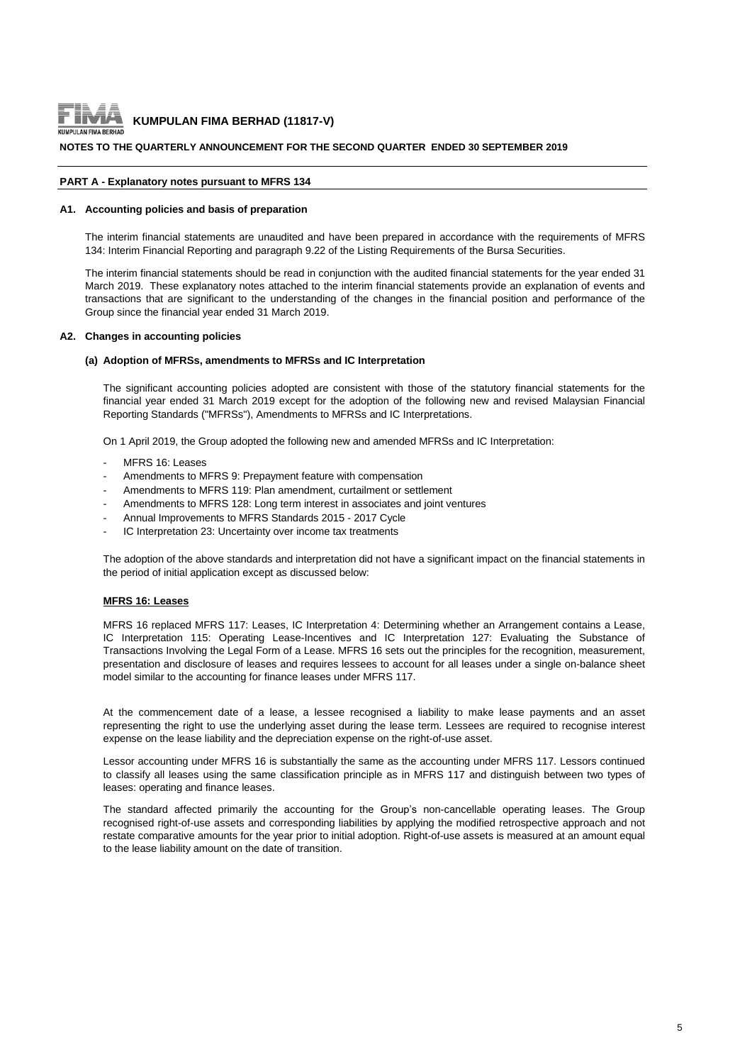**KUMPULAN FIMA BERHAD (11817-V)**

**NOTES TO THE QUARTERLY ANNOUNCEMENT FOR THE SECOND QUARTER ENDED 30 SEPTEMBER 2019**

**PART A - Explanatory notes pursuant to MFRS 134**

**A1. Accounting policies and basis of preparation**

The interim financial statements are unaudited and have been prepared in accordance with the requirements of MFRS 134: Interim Financial Reporting and paragraph 9.22 of the Listing Requirements of the Bursa Securities.

The interim financial statements should be read in conjunction with the audited financial statements for the year ended 31 March 2019. These explanatory notes attached to the interim financial statements provide an explanation of events and transactions that are significant to the understanding of the changes in the financial position and performance of the Group since the financial year ended 31 March 2019.

**A2. Changes in accounting policies**

**(a) Adoption of MFRSs, amendments to MFRSs and IC Interpretation**

The significant accounting policies adopted are consistent with those of the statutory financial statements for the financial year ended 31 March 2019 except for the adoption of the following new and revised Malaysian Financial Reporting Standards ("MFRSs"), Amendments to MFRSs and IC Interpretations.

On 1 April 2019, the Group adopted the following new and amended MFRSs and IC Interpretation:

- MFRS 16: Leases
- Amendments to MFRS 9: Prepayment feature with compensation
- Amendments to MFRS 119: Plan amendment, curtailment or settlement
- Amendments to MFRS 128: Long term interest in associates and joint ventures
- Annual Improvements to MFRS Standards 2015 - 2017 Cycle
- IC Interpretation 23: Uncertainty over income tax treatments

The adoption of the above standards and interpretation did not have a significant impact on the financial statements in the period of initial application except as discussed below:

**MFRS 16: Leases**

MFRS 16 replaced MFRS 117: Leases, IC Interpretation 4: Determining whether an Arrangement contains a Lease, IC Interpretation 115: Operating Lease-Incentives and IC Interpretation 127: Evaluating the Substance of Transactions Involving the Legal Form of a Lease. MFRS 16 sets out the principles for the recognition, measurement, presentation and disclosure of leases and requires lessees to account for all leases under a single on-balance sheet model similar to the accounting for finance leases under MFRS 117.

At the commencement date of a lease, a lessee recognised a liability to make lease payments and an asset representing the right to use the underlying asset during the lease term. Lessees are required to recognise interest expense on the lease liability and the depreciation expense on the right-of-use asset.

Lessor accounting under MFRS 16 is substantially the same as the accounting under MFRS 117. Lessors continued to classify all leases using the same classification principle as in MFRS 117 and distinguish between two types of leases: operating and finance leases.

The standard affected primarily the accounting for the Group's non-cancellable operating leases. The Group recognised right-of-use assets and corresponding liabilities by applying the modified retrospective approach and not restate comparative amounts for the year prior to initial adoption. Right-of-use assets is measured at an amount equal to the lease liability amount on the date of transition.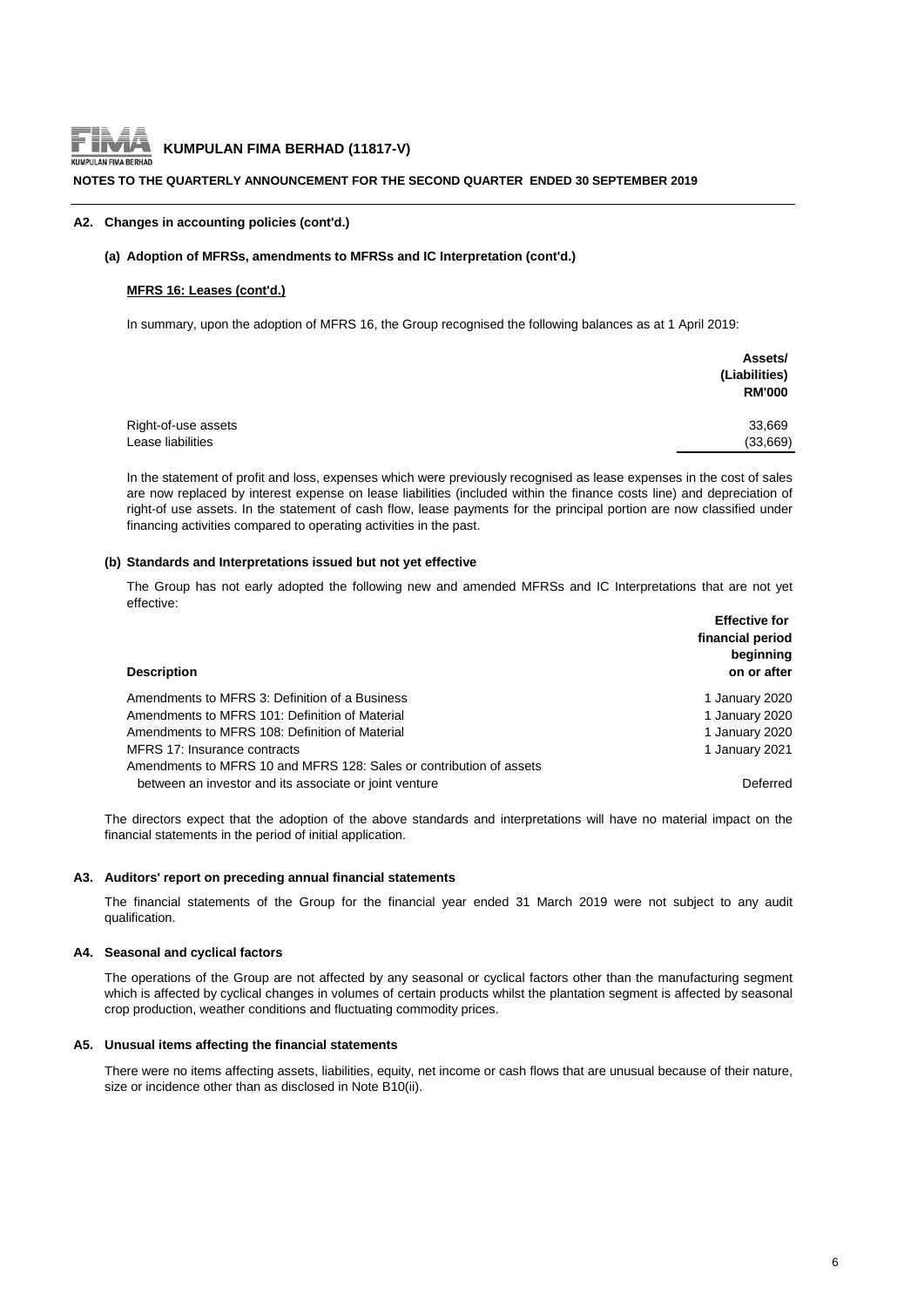# KUMPULAN FIMA BERHAD (11817-V)

**NOTES TO THE QUARTERLY ANNOUNCEMENT FOR THE SECOND QUARTER ENDED 30 SEPTEMBER 2019**

## A2. Changes in accounting policies (cont'd.)

### (a) Adoption of MFRSs, amendments to MFRSs and IC Interpretation (cont'd.)

**MFRS 16: Leases (cont'd.)**

In summary, upon the adoption of MFRS 16, the Group recognised the following balances as at 1 April 2019:

| | Assets/ (Liabilities) RM'000 |
|---|---|
| Right-of-use assets | 33,669 |
| Lease liabilities | (33,669) |

In the statement of profit and loss, expenses which were previously recognised as lease expenses in the cost of sales are now replaced by interest expense on lease liabilities (included within the finance costs line) and depreciation of right-of use assets. In the statement of cash flow, lease payments for the principal portion are now classified under financing activities compared to operating activities in the past.

### (b) Standards and Interpretations issued but not yet effective

The Group has not early adopted the following new and amended MFRSs and IC Interpretations that are not yet effective:

| Description | Effective for financial period beginning on or after |
|---|---|
| Amendments to MFRS 3: Definition of a Business | 1 January 2020 |
| Amendments to MFRS 101: Definition of Material | 1 January 2020 |
| Amendments to MFRS 108: Definition of Material | 1 January 2020 |
| MFRS 17: Insurance contracts | 1 January 2021 |
| Amendments to MFRS 10 and MFRS 128: Sales or contribution of assets between an investor and its associate or joint venture | Deferred |

The directors expect that the adoption of the above standards and interpretations will have no material impact on the financial statements in the period of initial application.

## A3. Auditors' report on preceding annual financial statements

The financial statements of the Group for the financial year ended 31 March 2019 were not subject to any audit qualification.

## A4. Seasonal and cyclical factors

The operations of the Group are not affected by any seasonal or cyclical factors other than the manufacturing segment which is affected by cyclical changes in volumes of certain products whilst the plantation segment is affected by seasonal crop production, weather conditions and fluctuating commodity prices.

## A5. Unusual items affecting the financial statements

There were no items affecting assets, liabilities, equity, net income or cash flows that are unusual because of their nature, size or incidence other than as disclosed in Note B10(ii).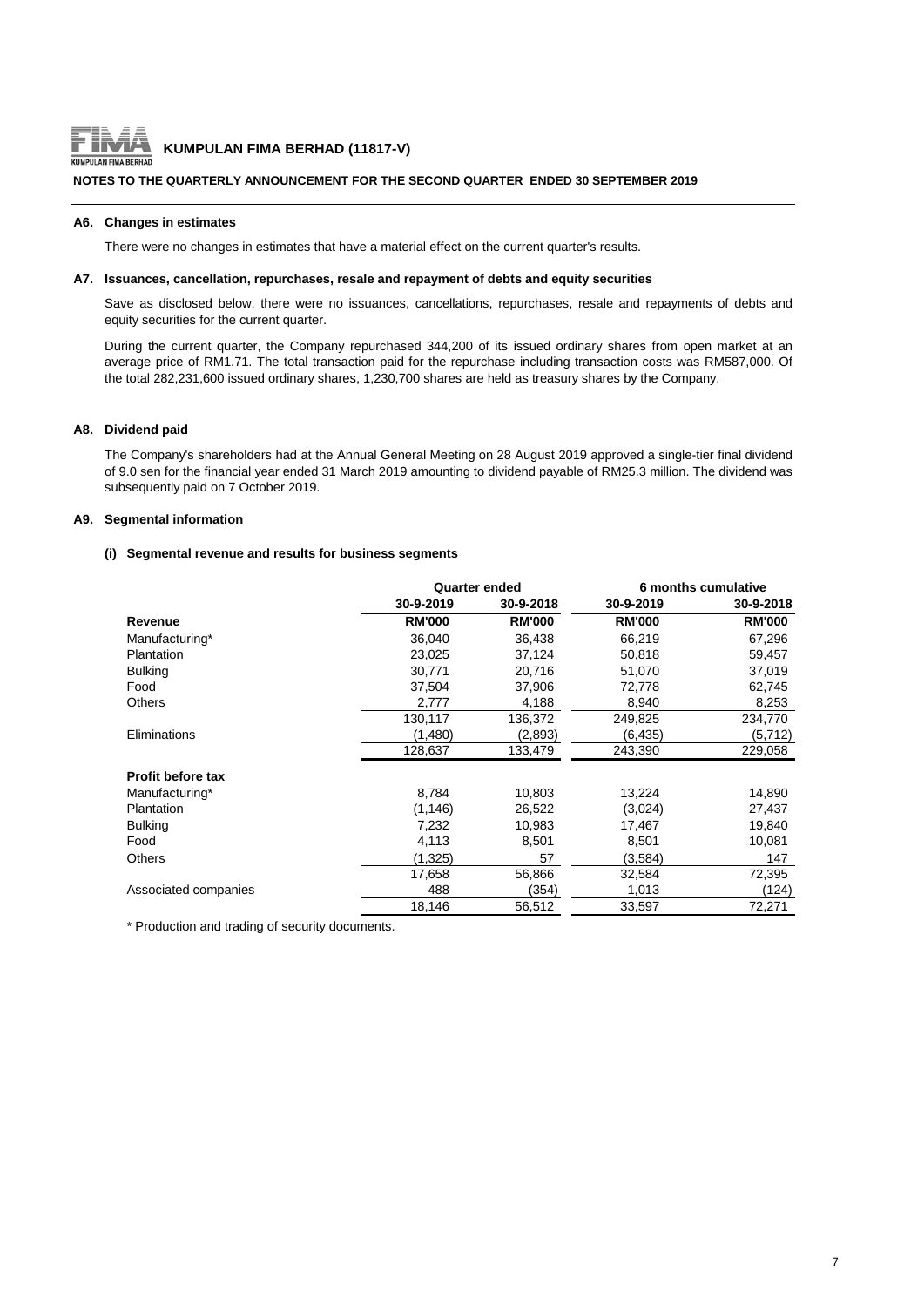## A6. Changes in estimates

There were no changes in estimates that have a material effect on the current quarter's results.

## A7. Issuances, cancellation, repurchases, resale and repayment of debts and equity securities

Save as disclosed below, there were no issuances, cancellations, repurchases, resale and repayments of debts and equity securities for the current quarter.

During the current quarter, the Company repurchased 344,200 of its issued ordinary shares from open market at an average price of RM1.71. The total transaction paid for the repurchase including transaction costs was RM587,000. Of the total 282,231,600 issued ordinary shares, 1,230,700 shares are held as treasury shares by the Company.

## A8. Dividend paid

The Company's shareholders had at the Annual General Meeting on 28 August 2019 approved a single-tier final dividend of 9.0 sen for the financial year ended 31 March 2019 amounting to dividend payable of RM25.3 million. The dividend was subsequently paid on 7 October 2019.

## A9. Segmental information

### (i) Segmental revenue and results for business segments

| | Quarter ended | | 6 months cumulative | |
|---|---|---|---|---|
| | 30-9-2019 | 30-9-2018 | 30-9-2019 | 30-9-2018 |
| **Revenue** | **RM'000** | **RM'000** | **RM'000** | **RM'000** |
| Manufacturing* | 36,040 | 36,438 | 66,219 | 67,296 |
| Plantation | 23,025 | 37,124 | 50,818 | 59,457 |
| Bulking | 30,771 | 20,716 | 51,070 | 37,019 |
| Food | 37,504 | 37,906 | 72,778 | 62,745 |
| Others | 2,777 | 4,188 | 8,940 | 8,253 |
| | 130,117 | 136,372 | 249,825 | 234,770 |
| Eliminations | (1,480) | (2,893) | (6,435) | (5,712) |
| | 128,637 | 133,479 | 243,390 | 229,058 |
| **Profit before tax** | | | | |
| Manufacturing* | 8,784 | 10,803 | 13,224 | 14,890 |
| Plantation | (1,146) | 26,522 | (3,024) | 27,437 |
| Bulking | 7,232 | 10,983 | 17,467 | 19,840 |
| Food | 4,113 | 8,501 | 8,501 | 10,081 |
| Others | (1,325) | 57 | (3,584) | 147 |
| | 17,658 | 56,866 | 32,584 | 72,395 |
| Associated companies | 488 | (354) | 1,013 | (124) |
| | 18,146 | 56,512 | 33,597 | 72,271 |

\* Production and trading of security documents.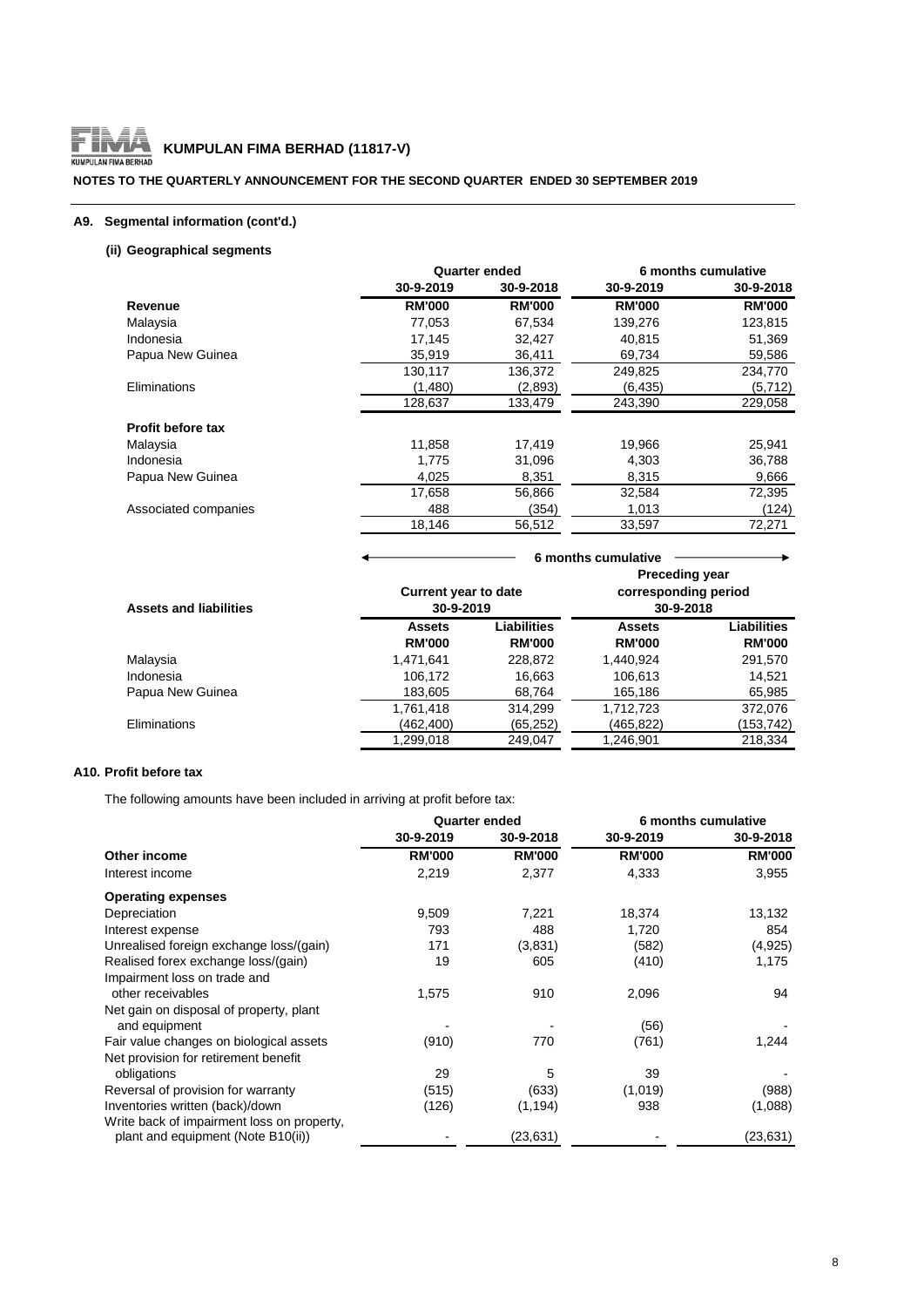## A9. Segmental information (cont'd.)

### (ii) Geographical segments

| | Quarter ended | | 6 months cumulative | |
|---|---|---|---|---|
| | 30-9-2019 | 30-9-2018 | 30-9-2019 | 30-9-2018 |
| **Revenue** | **RM'000** | **RM'000** | **RM'000** | **RM'000** |
| Malaysia | 77,053 | 67,534 | 139,276 | 123,815 |
| Indonesia | 17,145 | 32,427 | 40,815 | 51,369 |
| Papua New Guinea | 35,919 | 36,411 | 69,734 | 59,586 |
| | 130,117 | 136,372 | 249,825 | 234,770 |
| Eliminations | (1,480) | (2,893) | (6,435) | (5,712) |
| | 128,637 | 133,479 | 243,390 | 229,058 |
| **Profit before tax** | | | | |
| Malaysia | 11,858 | 17,419 | 19,966 | 25,941 |
| Indonesia | 1,775 | 31,096 | 4,303 | 36,788 |
| Papua New Guinea | 4,025 | 8,351 | 8,315 | 9,666 |
| | 17,658 | 56,866 | 32,584 | 72,395 |
| Associated companies | 488 | (354) | 1,013 | (124) |
| | 18,146 | 56,512 | 33,597 | 72,271 |

| | 6 months cumulative | | | |
|---|---|---|---|---|
| **Assets and liabilities** | Current year to date 30-9-2019 | | Preceding year corresponding period 30-9-2018 | |
| | **Assets RM'000** | **Liabilities RM'000** | **Assets RM'000** | **Liabilities RM'000** |
| Malaysia | 1,471,641 | 228,872 | 1,440,924 | 291,570 |
| Indonesia | 106,172 | 16,663 | 106,613 | 14,521 |
| Papua New Guinea | 183,605 | 68,764 | 165,186 | 65,985 |
| | 1,761,418 | 314,299 | 1,712,723 | 372,076 |
| Eliminations | (462,400) | (65,252) | (465,822) | (153,742) |
| | 1,299,018 | 249,047 | 1,246,901 | 218,334 |

## A10. Profit before tax

The following amounts have been included in arriving at profit before tax:

| | Quarter ended | | 6 months cumulative | |
|---|---|---|---|---|
| | 30-9-2019 | 30-9-2018 | 30-9-2019 | 30-9-2018 |
| **Other income** | **RM'000** | **RM'000** | **RM'000** | **RM'000** |
| Interest income | 2,219 | 2,377 | 4,333 | 3,955 |
| **Operating expenses** | | | | |
| Depreciation | 9,509 | 7,221 | 18,374 | 13,132 |
| Interest expense | 793 | 488 | 1,720 | 854 |
| Unrealised foreign exchange loss/(gain) | 171 | (3,831) | (582) | (4,925) |
| Realised forex exchange loss/(gain) | 19 | 605 | (410) | 1,175 |
| Impairment loss on trade and other receivables | 1,575 | 910 | 2,096 | 94 |
| Net gain on disposal of property, plant and equipment | - | - | (56) | - |
| Fair value changes on biological assets | (910) | 770 | (761) | 1,244 |
| Net provision for retirement benefit obligations | 29 | 5 | 39 | - |
| Reversal of provision for warranty | (515) | (633) | (1,019) | (988) |
| Inventories written (back)/down | (126) | (1,194) | 938 | (1,088) |
| Write back of impairment loss on property, plant and equipment (Note B10(ii)) | - | (23,631) | - | (23,631) |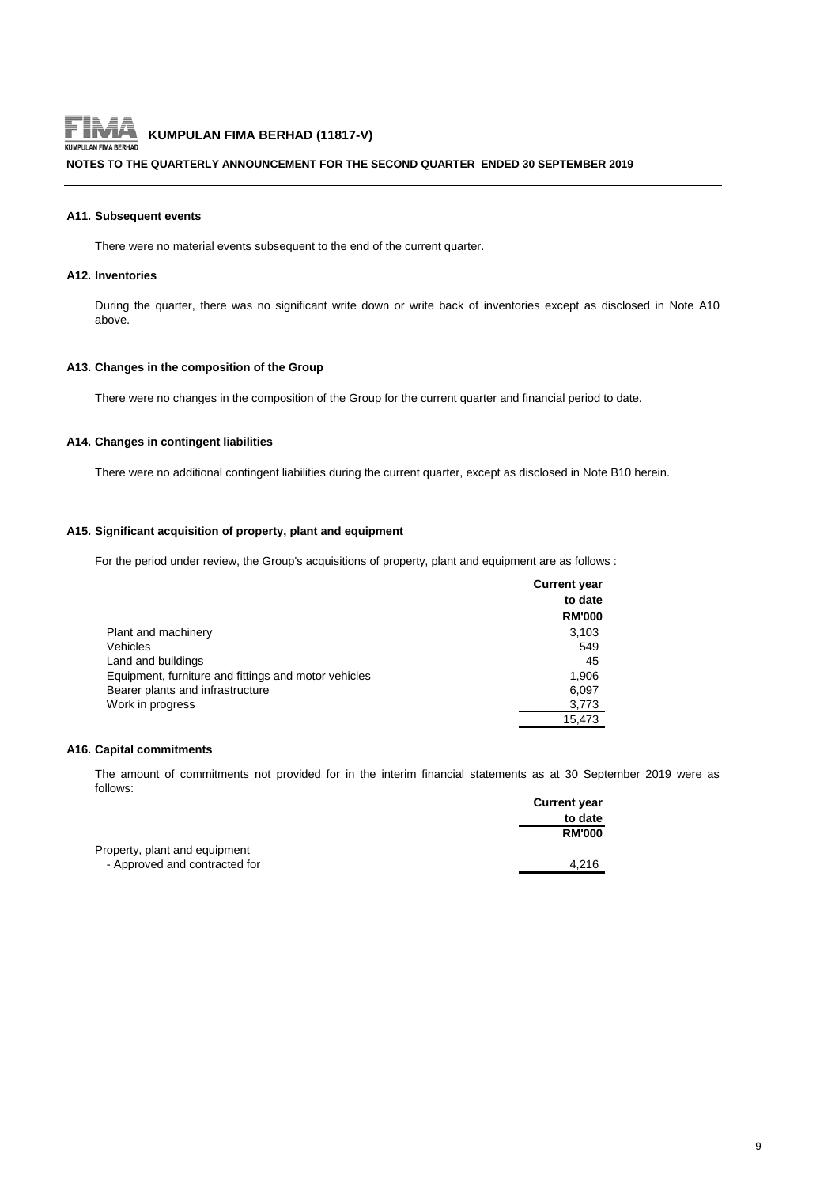#### A11. Subsequent events

There were no material events subsequent to the end of the current quarter.

#### A12. Inventories

During the quarter, there was no significant write down or write back of inventories except as disclosed in Note A10 above.

#### A13. Changes in the composition of the Group

There were no changes in the composition of the Group for the current quarter and financial period to date.

#### A14. Changes in contingent liabilities

There were no additional contingent liabilities during the current quarter, except as disclosed in Note B10 herein.

#### A15. Significant acquisition of property, plant and equipment

For the period under review, the Group's acquisitions of property, plant and equipment are as follows :

| | Current year to date |
|---|---|
| | RM'000 |
| Plant and machinery | 3,103 |
| Vehicles | 549 |
| Land and buildings | 45 |
| Equipment, furniture and fittings and motor vehicles | 1,906 |
| Bearer plants and infrastructure | 6,097 |
| Work in progress | 3,773 |
| | 15,473 |

#### A16. Capital commitments

The amount of commitments not provided for in the interim financial statements as at 30 September 2019 were as follows:

| | Current year to date |
|---|---|
| | RM'000 |
| Property, plant and equipment | |
| - Approved and contracted for | 4,216 |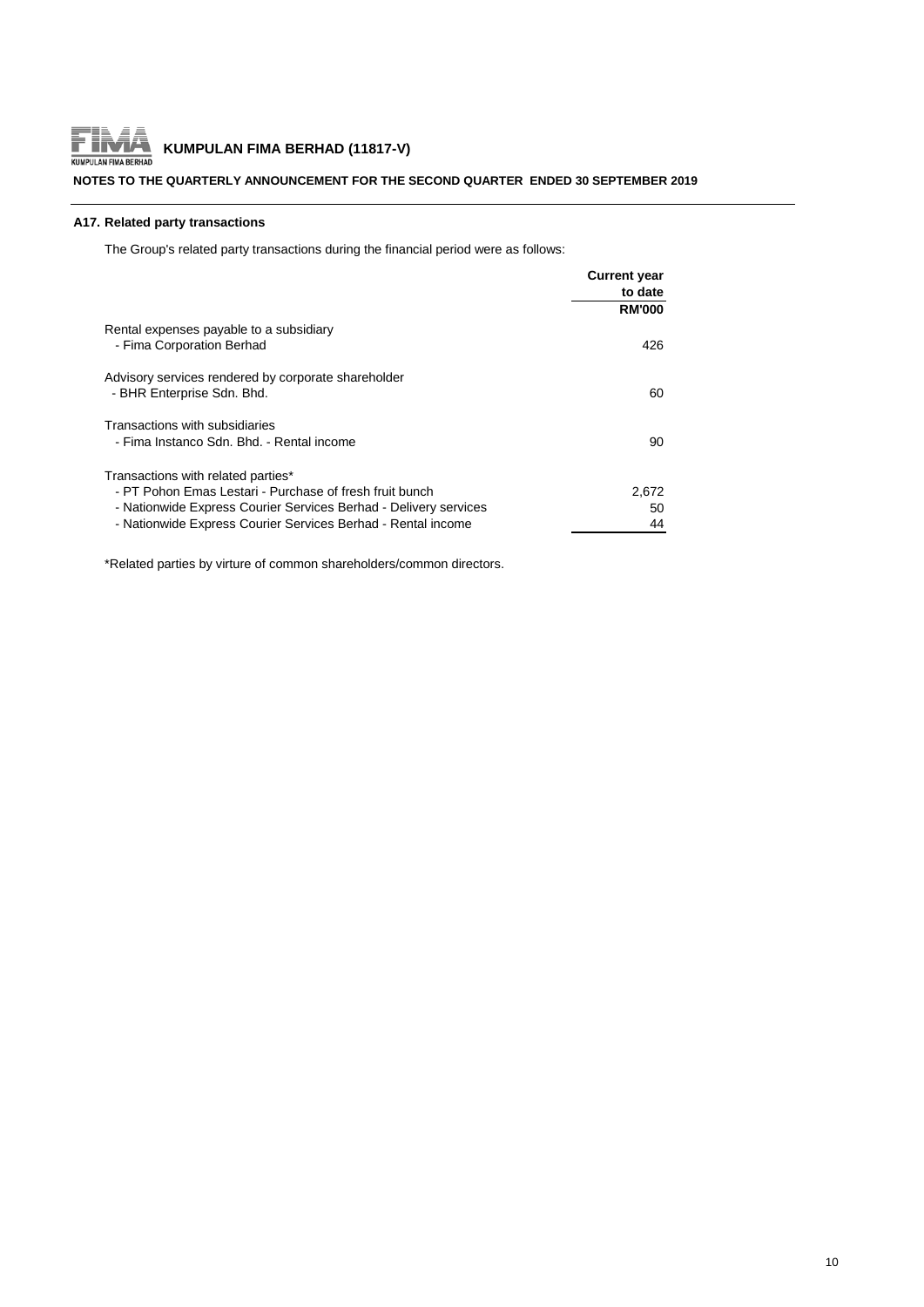## A17. Related party transactions

The Group's related party transactions during the financial period were as follows:

| | Current year to date RM'000 |
|---|---|
| Rental expenses payable to a subsidiary | |
| - Fima Corporation Berhad | 426 |
| Advisory services rendered by corporate shareholder | |
| - BHR Enterprise Sdn. Bhd. | 60 |
| Transactions with subsidiaries | |
| - Fima Instanco Sdn. Bhd. - Rental income | 90 |
| Transactions with related parties* | |
| - PT Pohon Emas Lestari - Purchase of fresh fruit bunch | 2,672 |
| - Nationwide Express Courier Services Berhad - Delivery services | 50 |
| - Nationwide Express Courier Services Berhad - Rental income | 44 |

*Related parties by virture of common shareholders/common directors.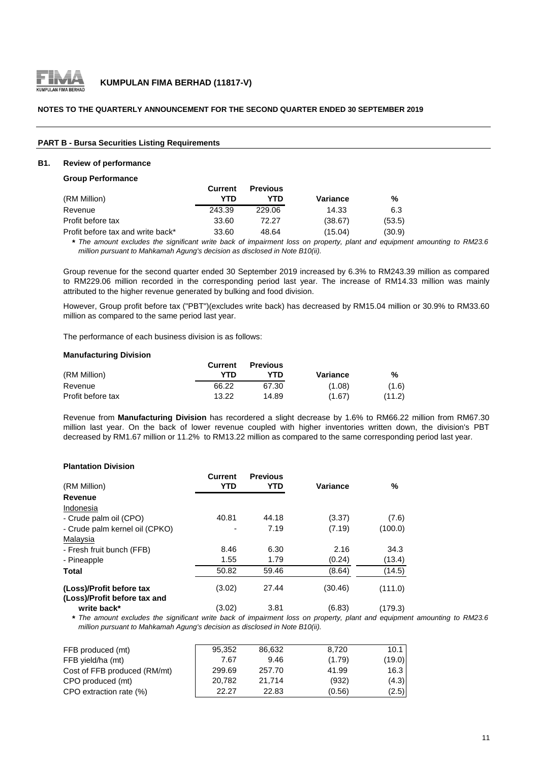**KUMPULAN FIMA BERHAD (11817-V)**

**NOTES TO THE QUARTERLY ANNOUNCEMENT FOR THE SECOND QUARTER ENDED 30 SEPTEMBER 2019**

**PART B - Bursa Securities Listing Requirements**

**B1. Review of performance**

**Group Performance**

| (RM Million) | Current YTD | Previous YTD | Variance | % |
|---|---|---|---|---|
| Revenue | 243.39 | 229.06 | 14.33 | 6.3 |
| Profit before tax | 33.60 | 72.27 | (38.67) | (53.5) |
| Profit before tax and write back* | 33.60 | 48.64 | (15.04) | (30.9) |

*\* The amount excludes the significant write back of impairment loss on property, plant and equipment amounting to RM23.6 million pursuant to Mahkamah Agung's decision as disclosed in Note B10(ii).*

Group revenue for the second quarter ended 30 September 2019 increased by 6.3% to RM243.39 million as compared to RM229.06 million recorded in the corresponding period last year. The increase of RM14.33 million was mainly attributed to the higher revenue generated by bulking and food division.

However, Group profit before tax ("PBT")(excludes write back) has decreased by RM15.04 million or 30.9% to RM33.60 million as compared to the same period last year.

The performance of each business division is as follows:

**Manufacturing Division**

| (RM Million) | Current YTD | Previous YTD | Variance | % |
|---|---|---|---|---|
| Revenue | 66.22 | 67.30 | (1.08) | (1.6) |
| Profit before tax | 13.22 | 14.89 | (1.67) | (11.2) |

Revenue from **Manufacturing Division** has recordered a slight decrease by 1.6% to RM66.22 million from RM67.30 million last year. On the back of lower revenue coupled with higher inventories written down, the division's PBT decreased by RM1.67 million or 11.2% to RM13.22 million as compared to the same corresponding period last year.

**Plantation Division**

| (RM Million) | Current YTD | Previous YTD | Variance | % |
|---|---|---|---|---|
| **Revenue** | | | | |
| Indonesia | | | | |
| - Crude palm oil (CPO) | 40.81 | 44.18 | (3.37) | (7.6) |
| - Crude palm kernel oil (CPKO) | - | 7.19 | (7.19) | (100.0) |
| Malaysia | | | | |
| - Fresh fruit bunch (FFB) | 8.46 | 6.30 | 2.16 | 34.3 |
| - Pineapple | 1.55 | 1.79 | (0.24) | (13.4) |
| **Total** | 50.82 | 59.46 | (8.64) | (14.5) |
| **(Loss)/Profit before tax** | (3.02) | 27.44 | (30.46) | (111.0) |
| **(Loss)/Profit before tax and write back*** | (3.02) | 3.81 | (6.83) | (179.3) |

*\* The amount excludes the significant write back of impairment loss on property, plant and equipment amounting to RM23.6 million pursuant to Mahkamah Agung's decision as disclosed in Note B10(ii).*

| | Current YTD | Previous YTD | Variance | % |
|---|---|---|---|---|
| FFB produced (mt) | 95,352 | 86,632 | 8,720 | 10.1 |
| FFB yield/ha (mt) | 7.67 | 9.46 | (1.79) | (19.0) |
| Cost of FFB produced (RM/mt) | 299.69 | 257.70 | 41.99 | 16.3 |
| CPO produced (mt) | 20,782 | 21,714 | (932) | (4.3) |
| CPO extraction rate (%) | 22.27 | 22.83 | (0.56) | (2.5) |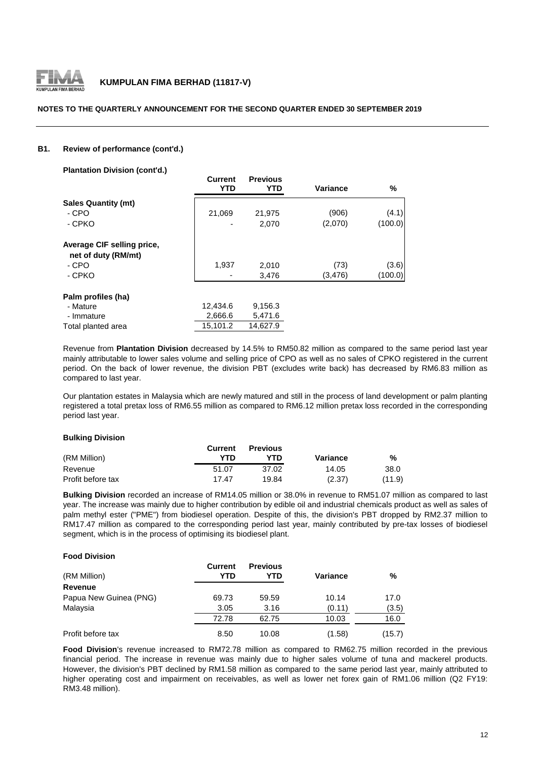### B1. Review of performance (cont'd.)

**Plantation Division (cont'd.)**

| | Current YTD | Previous YTD | Variance | % |
|---|---|---|---|---|
| **Sales Quantity (mt)** | | | | |
| - CPO | 21,069 | 21,975 | (906) | (4.1) |
| - CPKO | - | 2,070 | (2,070) | (100.0) |
| **Average CIF selling price, net of duty (RM/mt)** | | | | |
| - CPO | 1,937 | 2,010 | (73) | (3.6) |
| - CPKO | - | 3,476 | (3,476) | (100.0) |
| **Palm profiles (ha)** | | | | |
| - Mature | 12,434.6 | 9,156.3 | | |
| - Immature | 2,666.6 | 5,471.6 | | |
| Total planted area | 15,101.2 | 14,627.9 | | |

Revenue from **Plantation Division** decreased by 14.5% to RM50.82 million as compared to the same period last year mainly attributable to lower sales volume and selling price of CPO as well as no sales of CPKO registered in the current period. On the back of lower revenue, the division PBT (excludes write back) has decreased by RM6.83 million as compared to last year.

Our plantation estates in Malaysia which are newly matured and still in the process of land development or palm planting registered a total pretax loss of RM6.55 million as compared to RM6.12 million pretax loss recorded in the corresponding period last year.

**Bulking Division**

| (RM Million) | Current YTD | Previous YTD | Variance | % |
|---|---|---|---|---|
| Revenue | 51.07 | 37.02 | 14.05 | 38.0 |
| Profit before tax | 17.47 | 19.84 | (2.37) | (11.9) |

**Bulking Division** recorded an increase of RM14.05 million or 38.0% in revenue to RM51.07 million as compared to last year. The increase was mainly due to higher contribution by edible oil and industrial chemicals product as well as sales of palm methyl ester ("PME") from biodiesel operation. Despite of this, the division's PBT dropped by RM2.37 million to RM17.47 million as compared to the corresponding period last year, mainly contributed by pre-tax losses of biodiesel segment, which is in the process of optimising its biodiesel plant.

**Food Division**

| (RM Million) | Current YTD | Previous YTD | Variance | % |
|---|---|---|---|---|
| **Revenue** | | | | |
| Papua New Guinea (PNG) | 69.73 | 59.59 | 10.14 | 17.0 |
| Malaysia | 3.05 | 3.16 | (0.11) | (3.5) |
| | 72.78 | 62.75 | 10.03 | 16.0 |
| Profit before tax | 8.50 | 10.08 | (1.58) | (15.7) |

**Food Division**'s revenue increased to RM72.78 million as compared to RM62.75 million recorded in the previous financial period. The increase in revenue was mainly due to higher sales volume of tuna and mackerel products. However, the division's PBT declined by RM1.58 million as compared to the same period last year, mainly attributed to higher operating cost and impairment on receivables, as well as lower net forex gain of RM1.06 million (Q2 FY19: RM3.48 million).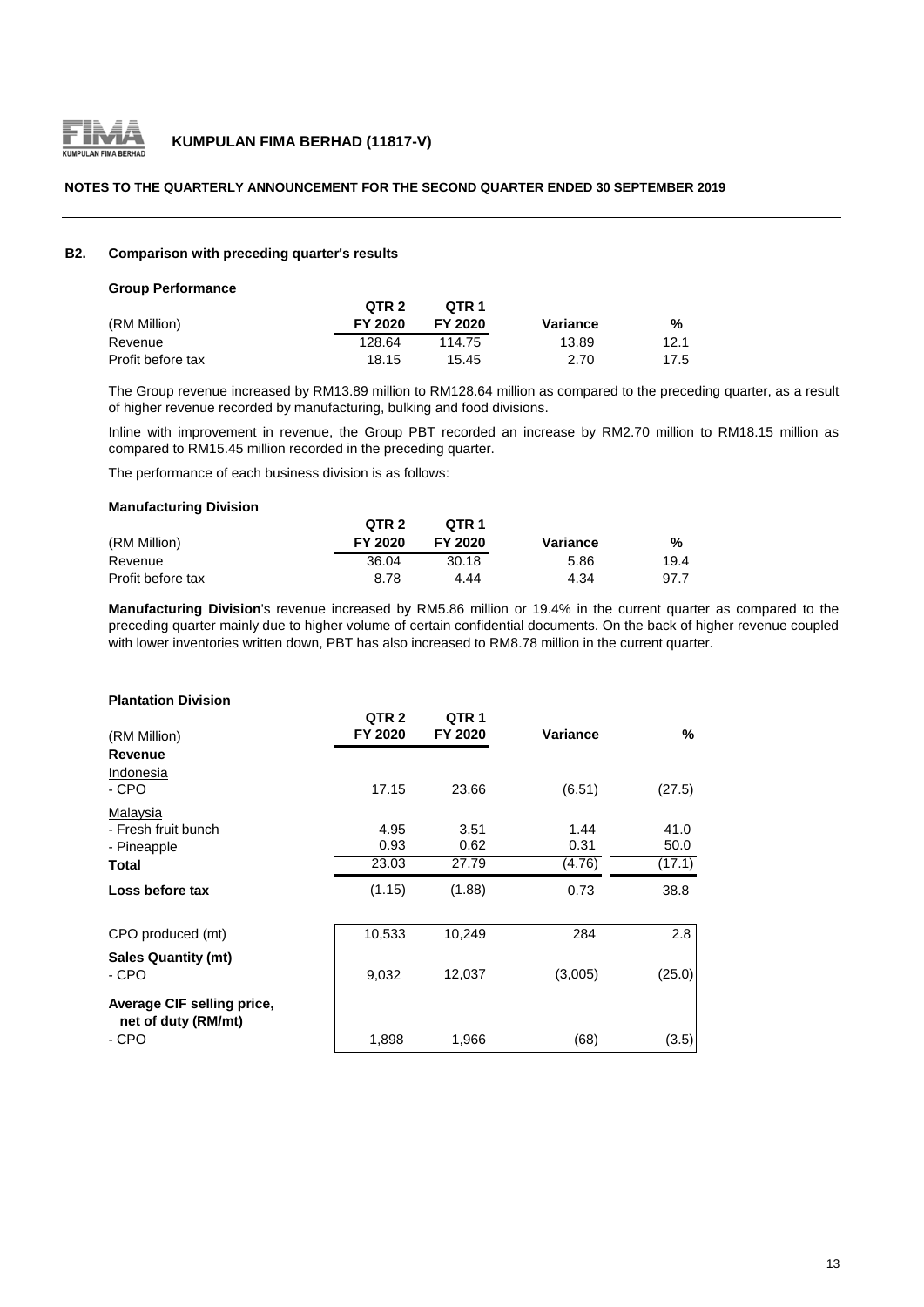**B2. Comparison with preceding quarter's results**

**Group Performance**

| (RM Million) | QTR 2 FY 2020 | QTR 1 FY 2020 | Variance | % |
|---|---|---|---|---|
| Revenue | 128.64 | 114.75 | 13.89 | 12.1 |
| Profit before tax | 18.15 | 15.45 | 2.70 | 17.5 |

The Group revenue increased by RM13.89 million to RM128.64 million as compared to the preceding quarter, as a result of higher revenue recorded by manufacturing, bulking and food divisions.

Inline with improvement in revenue, the Group PBT recorded an increase by RM2.70 million to RM18.15 million as compared to RM15.45 million recorded in the preceding quarter.

The performance of each business division is as follows:

**Manufacturing Division**

| (RM Million) | QTR 2 FY 2020 | QTR 1 FY 2020 | Variance | % |
|---|---|---|---|---|
| Revenue | 36.04 | 30.18 | 5.86 | 19.4 |
| Profit before tax | 8.78 | 4.44 | 4.34 | 97.7 |

**Manufacturing Division**'s revenue increased by RM5.86 million or 19.4% in the current quarter as compared to the preceding quarter mainly due to higher volume of certain confidential documents. On the back of higher revenue coupled with lower inventories written down, PBT has also increased to RM8.78 million in the current quarter.

**Plantation Division**

| (RM Million) | QTR 2 FY 2020 | QTR 1 FY 2020 | Variance | % |
|---|---|---|---|---|
| **Revenue** | | | | |
| Indonesia | | | | |
| - CPO | 17.15 | 23.66 | (6.51) | (27.5) |
| Malaysia | | | | |
| - Fresh fruit bunch | 4.95 | 3.51 | 1.44 | 41.0 |
| - Pineapple | 0.93 | 0.62 | 0.31 | 50.0 |
| **Total** | 23.03 | 27.79 | (4.76) | (17.1) |
| **Loss before tax** | (1.15) | (1.88) | 0.73 | 38.8 |
| CPO produced (mt) | 10,533 | 10,249 | 284 | 2.8 |
| **Sales Quantity (mt)** | | | | |
| - CPO | 9,032 | 12,037 | (3,005) | (25.0) |
| **Average CIF selling price, net of duty (RM/mt)** | | | | |
| - CPO | 1,898 | 1,966 | (68) | (3.5) |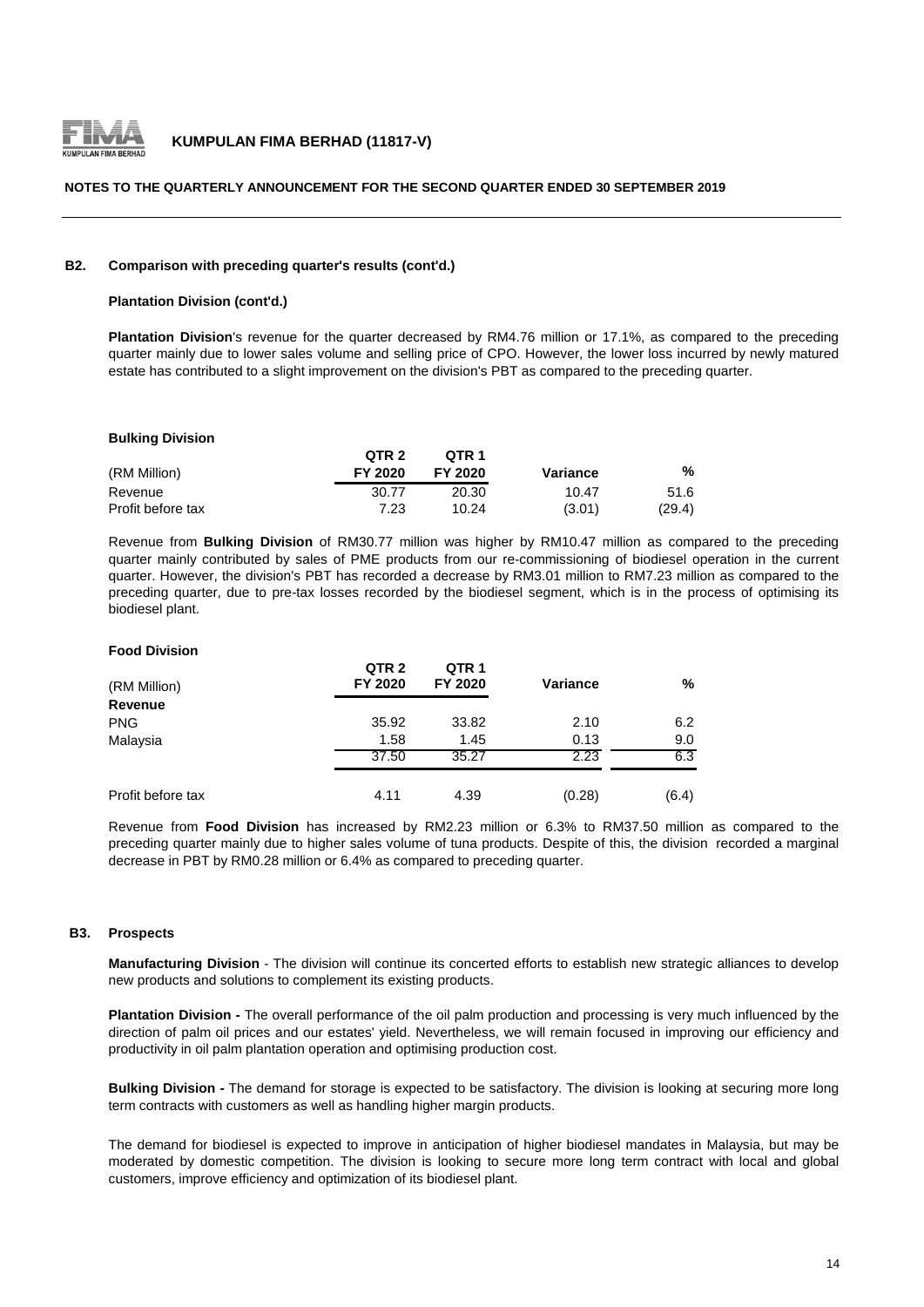### B2. Comparison with preceding quarter's results (cont'd.)

**Plantation Division (cont'd.)**

**Plantation Division**'s revenue for the quarter decreased by RM4.76 million or 17.1%, as compared to the preceding quarter mainly due to lower sales volume and selling price of CPO. However, the lower loss incurred by newly matured estate has contributed to a slight improvement on the division's PBT as compared to the preceding quarter.

**Bulking Division**

| (RM Million) | QTR 2 FY 2020 | QTR 1 FY 2020 | Variance | % |
|---|---|---|---|---|
| Revenue | 30.77 | 20.30 | 10.47 | 51.6 |
| Profit before tax | 7.23 | 10.24 | (3.01) | (29.4) |

Revenue from **Bulking Division** of RM30.77 million was higher by RM10.47 million as compared to the preceding quarter mainly contributed by sales of PME products from our re-commissioning of biodiesel operation in the current quarter. However, the division's PBT has recorded a decrease by RM3.01 million to RM7.23 million as compared to the preceding quarter, due to pre-tax losses recorded by the biodiesel segment, which is in the process of optimising its biodiesel plant.

**Food Division**

| (RM Million) | QTR 2 FY 2020 | QTR 1 FY 2020 | Variance | % |
|---|---|---|---|---|
| **Revenue** | | | | |
| PNG | 35.92 | 33.82 | 2.10 | 6.2 |
| Malaysia | 1.58 | 1.45 | 0.13 | 9.0 |
| | 37.50 | 35.27 | 2.23 | 6.3 |
| Profit before tax | 4.11 | 4.39 | (0.28) | (6.4) |

Revenue from **Food Division** has increased by RM2.23 million or 6.3% to RM37.50 million as compared to the preceding quarter mainly due to higher sales volume of tuna products. Despite of this, the division recorded a marginal decrease in PBT by RM0.28 million or 6.4% as compared to preceding quarter.

### B3. Prospects

**Manufacturing Division** - The division will continue its concerted efforts to establish new strategic alliances to develop new products and solutions to complement its existing products.

**Plantation Division -** The overall performance of the oil palm production and processing is very much influenced by the direction of palm oil prices and our estates' yield. Nevertheless, we will remain focused in improving our efficiency and productivity in oil palm plantation operation and optimising production cost.

**Bulking Division -** The demand for storage is expected to be satisfactory. The division is looking at securing more long term contracts with customers as well as handling higher margin products.

The demand for biodiesel is expected to improve in anticipation of higher biodiesel mandates in Malaysia, but may be moderated by domestic competition. The division is looking to secure more long term contract with local and global customers, improve efficiency and optimization of its biodiesel plant.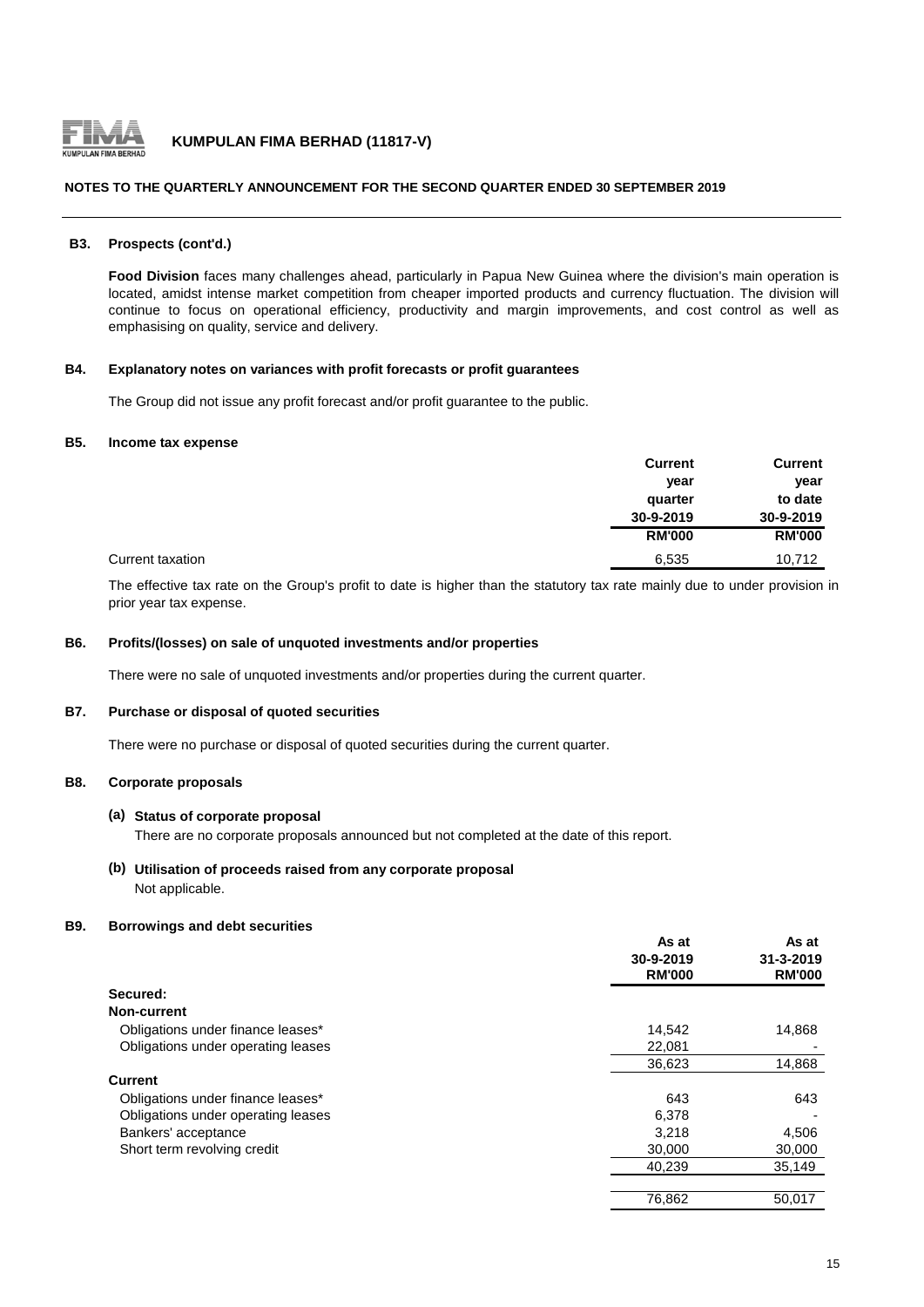**NOTES TO THE QUARTERLY ANNOUNCEMENT FOR THE SECOND QUARTER ENDED 30 SEPTEMBER 2019**

### B3. Prospects (cont'd.)

**Food Division** faces many challenges ahead, particularly in Papua New Guinea where the division's main operation is located, amidst intense market competition from cheaper imported products and currency fluctuation. The division will continue to focus on operational efficiency, productivity and margin improvements, and cost control as well as emphasising on quality, service and delivery.

### B4. Explanatory notes on variances with profit forecasts or profit guarantees

The Group did not issue any profit forecast and/or profit guarantee to the public.

### B5. Income tax expense

| | Current year quarter 30-9-2019 RM'000 | Current year to date 30-9-2019 RM'000 |
|---|---|---|
| Current taxation | 6,535 | 10,712 |

The effective tax rate on the Group's profit to date is higher than the statutory tax rate mainly due to under provision in prior year tax expense.

### B6. Profits/(losses) on sale of unquoted investments and/or properties

There were no sale of unquoted investments and/or properties during the current quarter.

### B7. Purchase or disposal of quoted securities

There were no purchase or disposal of quoted securities during the current quarter.

### B8. Corporate proposals

**(a) Status of corporate proposal**

There are no corporate proposals announced but not completed at the date of this report.

**(b) Utilisation of proceeds raised from any corporate proposal**

Not applicable.

### B9. Borrowings and debt securities

| | As at 30-9-2019 RM'000 | As at 31-3-2019 RM'000 |
|---|---|---|
| **Secured:** | | |
| **Non-current** | | |
| Obligations under finance leases* | 14,542 | 14,868 |
| Obligations under operating leases | 22,081 | - |
| | 36,623 | 14,868 |
| **Current** | | |
| Obligations under finance leases* | 643 | 643 |
| Obligations under operating leases | 6,378 | - |
| Bankers' acceptance | 3,218 | 4,506 |
| Short term revolving credit | 30,000 | 30,000 |
| | 40,239 | 35,149 |
| | 76,862 | 50,017 |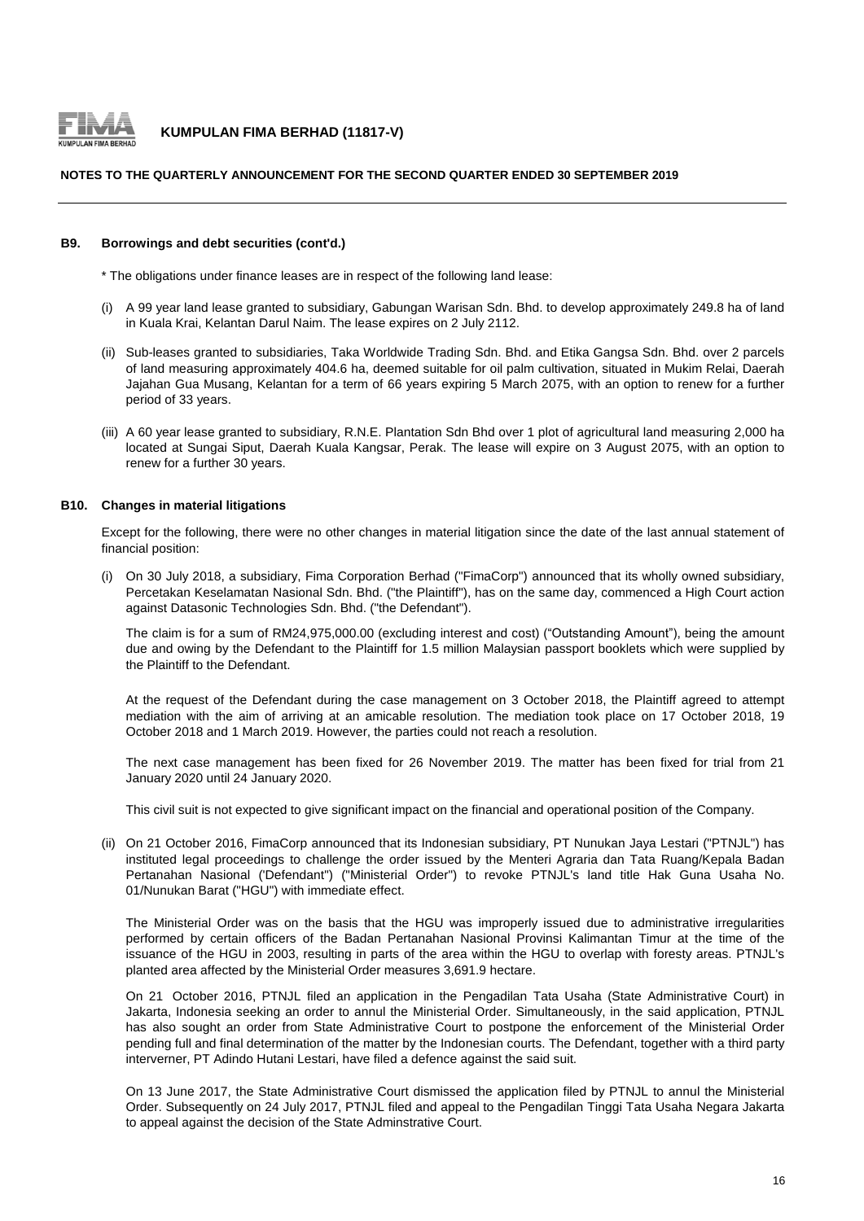**B9. Borrowings and debt securities (cont'd.)**

\* The obligations under finance leases are in respect of the following land lease:

(i) A 99 year land lease granted to subsidiary, Gabungan Warisan Sdn. Bhd. to develop approximately 249.8 ha of land in Kuala Krai, Kelantan Darul Naim. The lease expires on 2 July 2112.

(ii) Sub-leases granted to subsidiaries, Taka Worldwide Trading Sdn. Bhd. and Etika Gangsa Sdn. Bhd. over 2 parcels of land measuring approximately 404.6 ha, deemed suitable for oil palm cultivation, situated in Mukim Relai, Daerah Jajahan Gua Musang, Kelantan for a term of 66 years expiring 5 March 2075, with an option to renew for a further period of 33 years.

(iii) A 60 year lease granted to subsidiary, R.N.E. Plantation Sdn Bhd over 1 plot of agricultural land measuring 2,000 ha located at Sungai Siput, Daerah Kuala Kangsar, Perak. The lease will expire on 3 August 2075, with an option to renew for a further 30 years.

**B10. Changes in material litigations**

Except for the following, there were no other changes in material litigation since the date of the last annual statement of financial position:

(i) On 30 July 2018, a subsidiary, Fima Corporation Berhad ("FimaCorp") announced that its wholly owned subsidiary, Percetakan Keselamatan Nasional Sdn. Bhd. ("the Plaintiff"), has on the same day, commenced a High Court action against Datasonic Technologies Sdn. Bhd. ("the Defendant").

The claim is for a sum of RM24,975,000.00 (excluding interest and cost) ("Outstanding Amount"), being the amount due and owing by the Defendant to the Plaintiff for 1.5 million Malaysian passport booklets which were supplied by the Plaintiff to the Defendant.

At the request of the Defendant during the case management on 3 October 2018, the Plaintiff agreed to attempt mediation with the aim of arriving at an amicable resolution. The mediation took place on 17 October 2018, 19 October 2018 and 1 March 2019. However, the parties could not reach a resolution.

The next case management has been fixed for 26 November 2019. The matter has been fixed for trial from 21 January 2020 until 24 January 2020.

This civil suit is not expected to give significant impact on the financial and operational position of the Company.

(ii) On 21 October 2016, FimaCorp announced that its Indonesian subsidiary, PT Nunukan Jaya Lestari ("PTNJL") has instituted legal proceedings to challenge the order issued by the Menteri Agraria dan Tata Ruang/Kepala Badan Pertanahan Nasional ('Defendant") ("Ministerial Order") to revoke PTNJL's land title Hak Guna Usaha No. 01/Nunukan Barat ("HGU") with immediate effect.

The Ministerial Order was on the basis that the HGU was improperly issued due to administrative irregularities performed by certain officers of the Badan Pertanahan Nasional Provinsi Kalimantan Timur at the time of the issuance of the HGU in 2003, resulting in parts of the area within the HGU to overlap with foresty areas. PTNJL's planted area affected by the Ministerial Order measures 3,691.9 hectare.

On 21 October 2016, PTNJL filed an application in the Pengadilan Tata Usaha (State Administrative Court) in Jakarta, Indonesia seeking an order to annul the Ministerial Order. Simultaneously, in the said application, PTNJL has also sought an order from State Administrative Court to postpone the enforcement of the Ministerial Order pending full and final determination of the matter by the Indonesian courts. The Defendant, together with a third party interverner, PT Adindo Hutani Lestari, have filed a defence against the said suit.

On 13 June 2017, the State Administrative Court dismissed the application filed by PTNJL to annul the Ministerial Order. Subsequently on 24 July 2017, PTNJL filed and appeal to the Pengadilan Tinggi Tata Usaha Negara Jakarta to appeal against the decision of the State Adminstrative Court.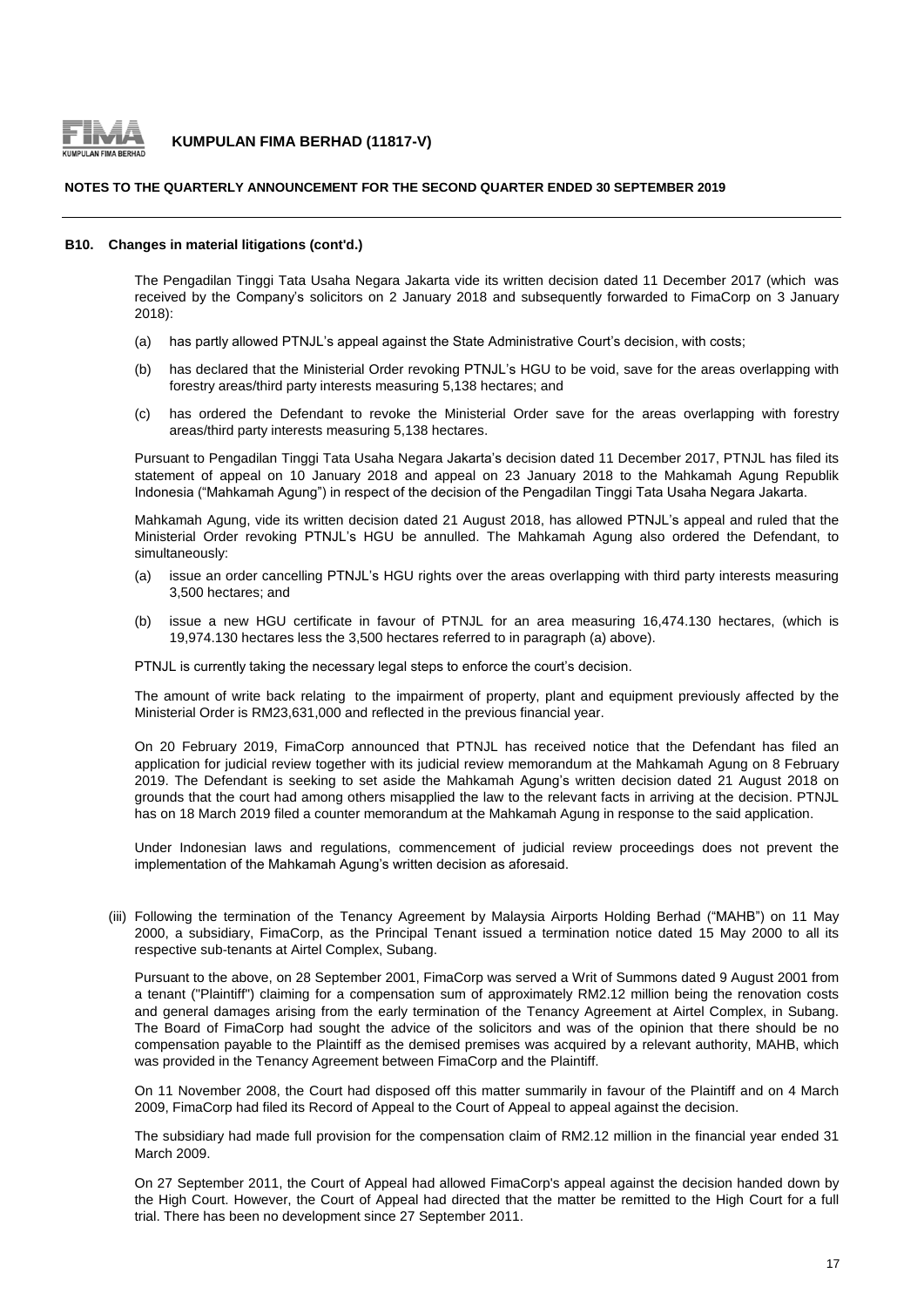**B10. Changes in material litigations (cont'd.)**

The Pengadilan Tinggi Tata Usaha Negara Jakarta vide its written decision dated 11 December 2017 (which was received by the Company's solicitors on 2 January 2018 and subsequently forwarded to FimaCorp on 3 January 2018):

(a) has partly allowed PTNJL's appeal against the State Administrative Court's decision, with costs;

(b) has declared that the Ministerial Order revoking PTNJL's HGU to be void, save for the areas overlapping with forestry areas/third party interests measuring 5,138 hectares; and

(c) has ordered the Defendant to revoke the Ministerial Order save for the areas overlapping with forestry areas/third party interests measuring 5,138 hectares.

Pursuant to Pengadilan Tinggi Tata Usaha Negara Jakarta's decision dated 11 December 2017, PTNJL has filed its statement of appeal on 10 January 2018 and appeal on 23 January 2018 to the Mahkamah Agung Republik Indonesia ("Mahkamah Agung") in respect of the decision of the Pengadilan Tinggi Tata Usaha Negara Jakarta.

Mahkamah Agung, vide its written decision dated 21 August 2018, has allowed PTNJL's appeal and ruled that the Ministerial Order revoking PTNJL's HGU be annulled. The Mahkamah Agung also ordered the Defendant, to simultaneously:

(a) issue an order cancelling PTNJL's HGU rights over the areas overlapping with third party interests measuring 3,500 hectares; and

(b) issue a new HGU certificate in favour of PTNJL for an area measuring 16,474.130 hectares, (which is 19,974.130 hectares less the 3,500 hectares referred to in paragraph (a) above).

PTNJL is currently taking the necessary legal steps to enforce the court's decision.

The amount of write back relating to the impairment of property, plant and equipment previously affected by the Ministerial Order is RM23,631,000 and reflected in the previous financial year.

On 20 February 2019, FimaCorp announced that PTNJL has received notice that the Defendant has filed an application for judicial review together with its judicial review memorandum at the Mahkamah Agung on 8 February 2019. The Defendant is seeking to set aside the Mahkamah Agung's written decision dated 21 August 2018 on grounds that the court had among others misapplied the law to the relevant facts in arriving at the decision. PTNJL has on 18 March 2019 filed a counter memorandum at the Mahkamah Agung in response to the said application.

Under Indonesian laws and regulations, commencement of judicial review proceedings does not prevent the implementation of the Mahkamah Agung's written decision as aforesaid.

(iii) Following the termination of the Tenancy Agreement by Malaysia Airports Holding Berhad ("MAHB") on 11 May 2000, a subsidiary, FimaCorp, as the Principal Tenant issued a termination notice dated 15 May 2000 to all its respective sub-tenants at Airtel Complex, Subang.

Pursuant to the above, on 28 September 2001, FimaCorp was served a Writ of Summons dated 9 August 2001 from a tenant ("Plaintiff") claiming for a compensation sum of approximately RM2.12 million being the renovation costs and general damages arising from the early termination of the Tenancy Agreement at Airtel Complex, in Subang. The Board of FimaCorp had sought the advice of the solicitors and was of the opinion that there should be no compensation payable to the Plaintiff as the demised premises was acquired by a relevant authority, MAHB, which was provided in the Tenancy Agreement between FimaCorp and the Plaintiff.

On 11 November 2008, the Court had disposed off this matter summarily in favour of the Plaintiff and on 4 March 2009, FimaCorp had filed its Record of Appeal to the Court of Appeal to appeal against the decision.

The subsidiary had made full provision for the compensation claim of RM2.12 million in the financial year ended 31 March 2009.

On 27 September 2011, the Court of Appeal had allowed FimaCorp's appeal against the decision handed down by the High Court. However, the Court of Appeal had directed that the matter be remitted to the High Court for a full trial. There has been no development since 27 September 2011.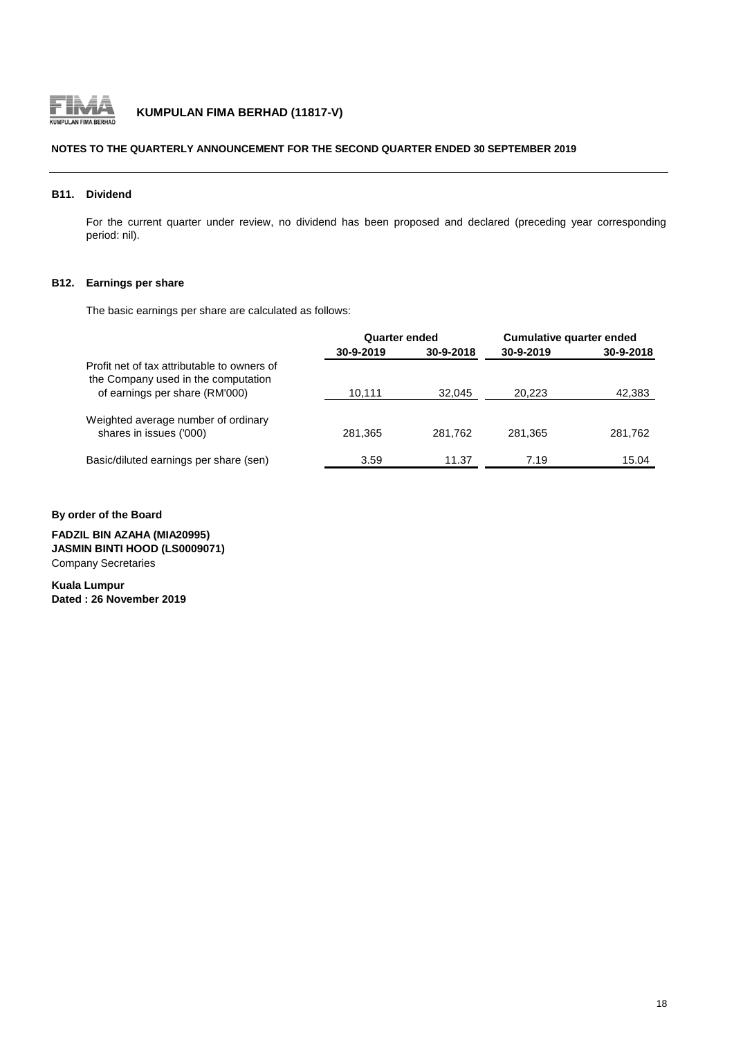**NOTES TO THE QUARTERLY ANNOUNCEMENT FOR THE SECOND QUARTER ENDED 30 SEPTEMBER 2019**

### B11. Dividend

For the current quarter under review, no dividend has been proposed and declared (preceding year corresponding period: nil).

### B12. Earnings per share

The basic earnings per share are calculated as follows:

| | Quarter ended | | Cumulative quarter ended | |
|---|---|---|---|---|
| | 30-9-2019 | 30-9-2018 | 30-9-2019 | 30-9-2018 |
| Profit net of tax attributable to owners of the Company used in the computation of earnings per share (RM'000) | 10,111 | 32,045 | 20,223 | 42,383 |
| Weighted average number of ordinary shares in issues ('000) | 281,365 | 281,762 | 281,365 | 281,762 |
| Basic/diluted earnings per share (sen) | 3.59 | 11.37 | 7.19 | 15.04 |

**By order of the Board**

**FADZIL BIN AZAHA (MIA20995)**
**JASMIN BINTI HOOD (LS0009071)**
Company Secretaries

**Kuala Lumpur**
**Dated : 26 November 2019**